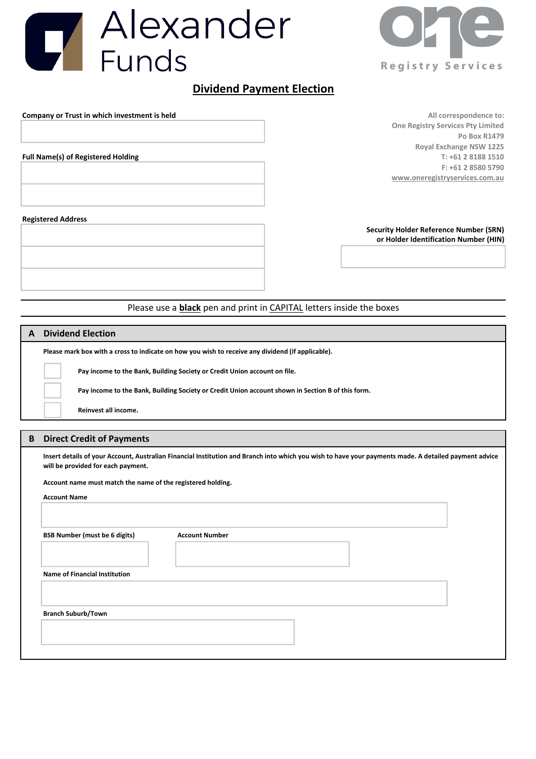Alexander Funds

one Registry Services

# Dividend Payment Election

**Company or Trust in which investment is held**

**Full Name(s) of Registered Holding**

**Registered Address**

All correspondence to:
One Registry Services Pty Limited
Po Box R1479
Royal Exchange NSW 1225
T: +61 2 8188 1510
F: +61 2 8580 5790
www.oneregistryservices.com.au

**Security Holder Reference Number (SRN) or Holder Identification Number (HIN)**

Please use a **black** pen and print in CAPITAL letters inside the boxes

## A Dividend Election

**Please mark box with a cross to indicate on how you wish to receive any dividend (if applicable).**

- [ ] **Pay income to the Bank, Building Society or Credit Union account on file.**
- [ ] **Pay income to the Bank, Building Society or Credit Union account shown in Section B of this form.**
- [ ] **Reinvest all income.**

## B Direct Credit of Payments

**Insert details of your Account, Australian Financial Institution and Branch into which you wish to have your payments made. A detailed payment advice will be provided for each payment.**

**Account name must match the name of the registered holding.**

**Account Name**

**BSB Number (must be 6 digits)**

**Account Number**

**Name of Financial Institution**

**Branch Suburb/Town**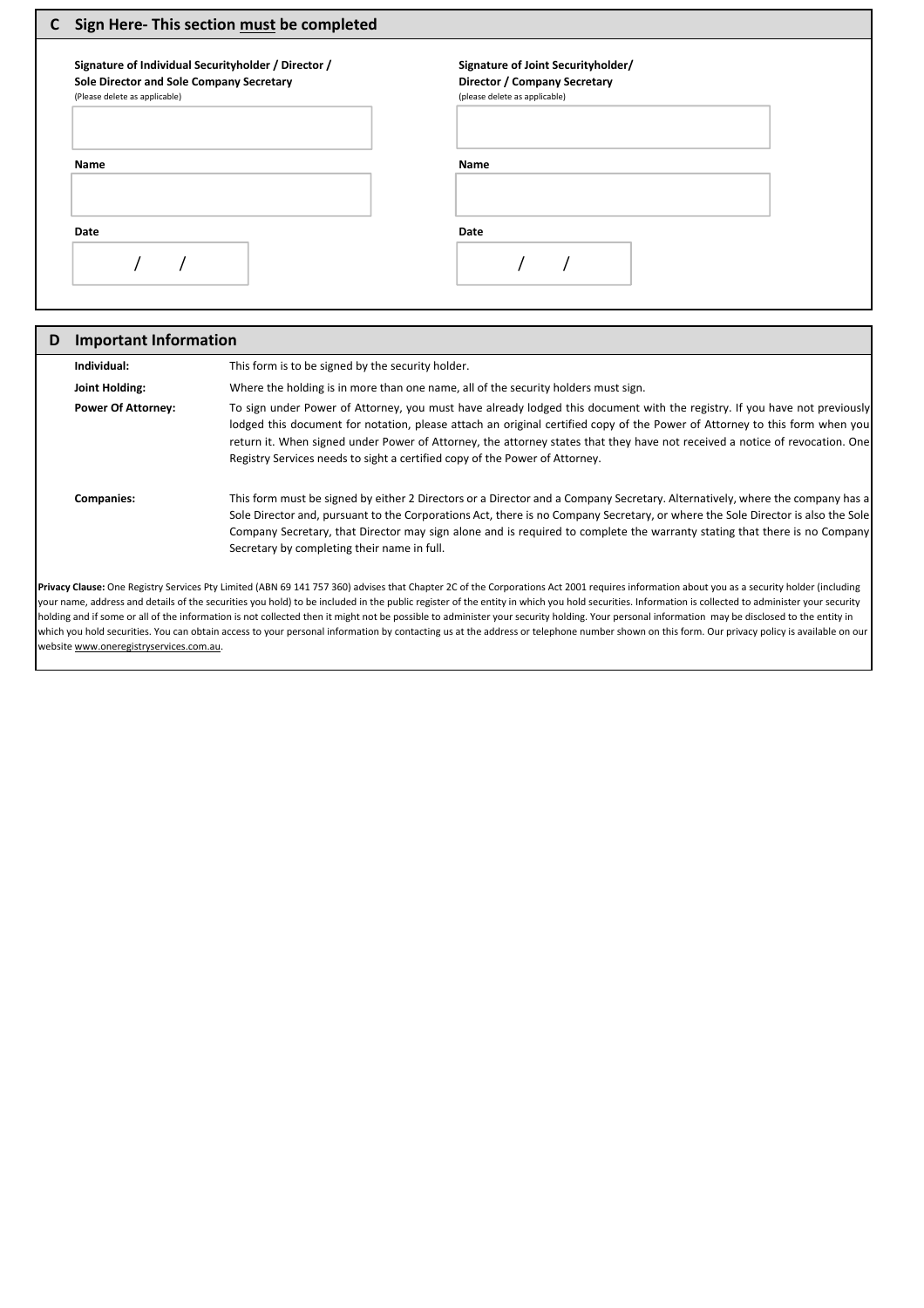## C Sign Here- This section <u>must</u> be completed

| **Signature of Individual Securityholder / Director / Sole Director and Sole Company Secretary** (Please delete as applicable) | **Signature of Joint Securityholder/ Director / Company Secretary** (please delete as applicable) |
|---|---|
| | |
| **Name** | **Name** |
| | |
| **Date** | **Date** |
| / / | / / |

## D Important Information

| | |
|---|---|
| **Individual:** | This form is to be signed by the security holder. |
| **Joint Holding:** | Where the holding is in more than one name, all of the security holders must sign. |
| **Power Of Attorney:** | To sign under Power of Attorney, you must have already lodged this document with the registry. If you have not previously lodged this document for notation, please attach an original certified copy of the Power of Attorney to this form when you return it. When signed under Power of Attorney, the attorney states that they have not received a notice of revocation. One Registry Services needs to sight a certified copy of the Power of Attorney. |
| **Companies:** | This form must be signed by either 2 Directors or a Director and a Company Secretary. Alternatively, where the company has a Sole Director and, pursuant to the Corporations Act, there is no Company Secretary, or where the Sole Director is also the Sole Company Secretary, that Director may sign alone and is required to complete the warranty stating that there is no Company Secretary by completing their name in full. |

**Privacy Clause:** One Registry Services Pty Limited (ABN 69 141 757 360) advises that Chapter 2C of the Corporations Act 2001 requires information about you as a security holder (including your name, address and details of the securities you hold) to be included in the public register of the entity in which you hold securities. Information is collected to administer your security holding and if some or all of the information is not collected then it might not be possible to administer your security holding. Your personal information may be disclosed to the entity in which you hold securities. You can obtain access to your personal information by contacting us at the address or telephone number shown on this form. Our privacy policy is available on our website www.oneregistryservices.com.au.